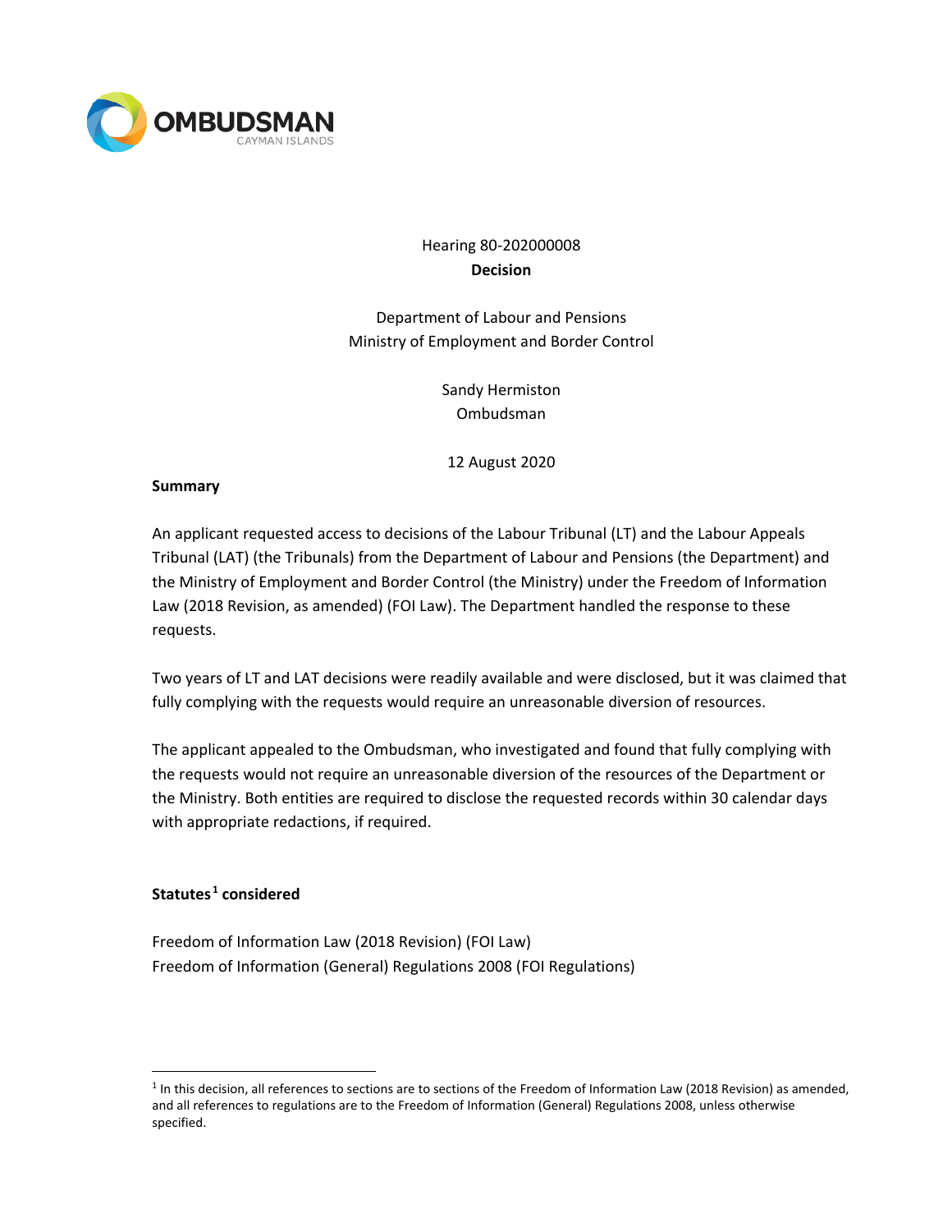OMBUDSMAN
CAYMAN ISLANDS

Hearing 80-202000008

**Decision**

Department of Labour and Pensions
Ministry of Employment and Border Control

Sandy Hermiston
Ombudsman

12 August 2020

**Summary**

An applicant requested access to decisions of the Labour Tribunal (LT) and the Labour Appeals Tribunal (LAT) (the Tribunals) from the Department of Labour and Pensions (the Department) and the Ministry of Employment and Border Control (the Ministry) under the Freedom of Information Law (2018 Revision, as amended) (FOI Law). The Department handled the response to these requests.

Two years of LT and LAT decisions were readily available and were disclosed, but it was claimed that fully complying with the requests would require an unreasonable diversion of resources.

The applicant appealed to the Ombudsman, who investigated and found that fully complying with the requests would not require an unreasonable diversion of the resources of the Department or the Ministry. Both entities are required to disclose the requested records within 30 calendar days with appropriate redactions, if required.

**Statutes[1] considered**

Freedom of Information Law (2018 Revision) (FOI Law)
Freedom of Information (General) Regulations 2008 (FOI Regulations)

---

[1] In this decision, all references to sections are to sections of the Freedom of Information Law (2018 Revision) as amended, and all references to regulations are to the Freedom of Information (General) Regulations 2008, unless otherwise specified.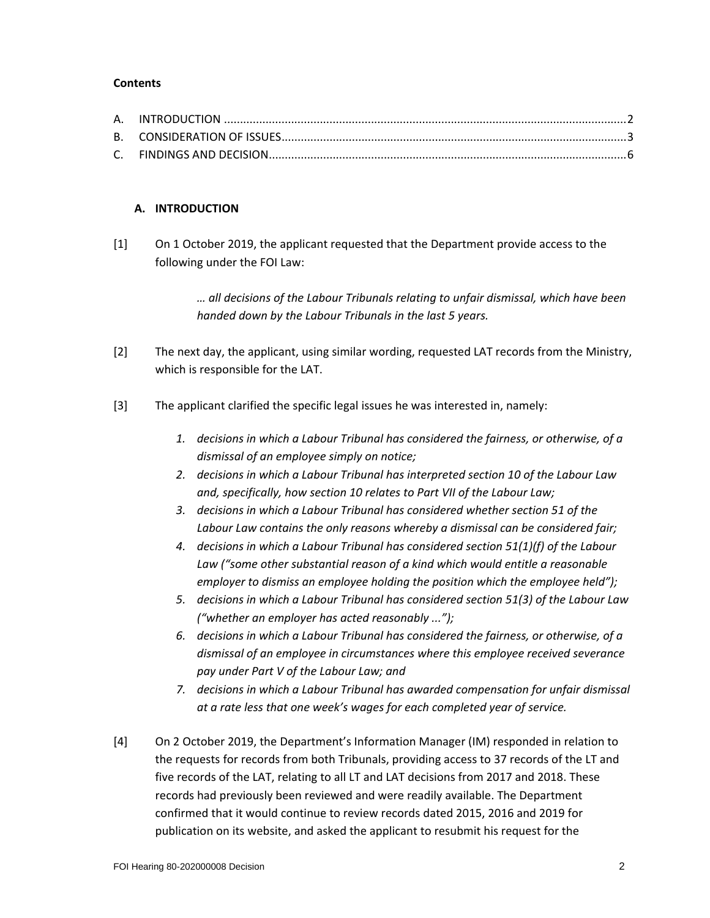**Contents**

A. INTRODUCTION ............................................................................................................................2
B. CONSIDERATION OF ISSUES...........................................................................................................3
C. FINDINGS AND DECISION...............................................................................................................6

## A. INTRODUCTION

[1] On 1 October 2019, the applicant requested that the Department provide access to the following under the FOI Law:

> *… all decisions of the Labour Tribunals relating to unfair dismissal, which have been handed down by the Labour Tribunals in the last 5 years.*

[2] The next day, the applicant, using similar wording, requested LAT records from the Ministry, which is responsible for the LAT.

[3] The applicant clarified the specific legal issues he was interested in, namely:

1. *decisions in which a Labour Tribunal has considered the fairness, or otherwise, of a dismissal of an employee simply on notice;*
2. *decisions in which a Labour Tribunal has interpreted section 10 of the Labour Law and, specifically, how section 10 relates to Part VII of the Labour Law;*
3. *decisions in which a Labour Tribunal has considered whether section 51 of the Labour Law contains the only reasons whereby a dismissal can be considered fair;*
4. *decisions in which a Labour Tribunal has considered section 51(1)(f) of the Labour Law ("some other substantial reason of a kind which would entitle a reasonable employer to dismiss an employee holding the position which the employee held");*
5. *decisions in which a Labour Tribunal has considered section 51(3) of the Labour Law ("whether an employer has acted reasonably ...");*
6. *decisions in which a Labour Tribunal has considered the fairness, or otherwise, of a dismissal of an employee in circumstances where this employee received severance pay under Part V of the Labour Law; and*
7. *decisions in which a Labour Tribunal has awarded compensation for unfair dismissal at a rate less that one week's wages for each completed year of service.*

[4] On 2 October 2019, the Department's Information Manager (IM) responded in relation to the requests for records from both Tribunals, providing access to 37 records of the LT and five records of the LAT, relating to all LT and LAT decisions from 2017 and 2018. These records had previously been reviewed and were readily available. The Department confirmed that it would continue to review records dated 2015, 2016 and 2019 for publication on its website, and asked the applicant to resubmit his request for the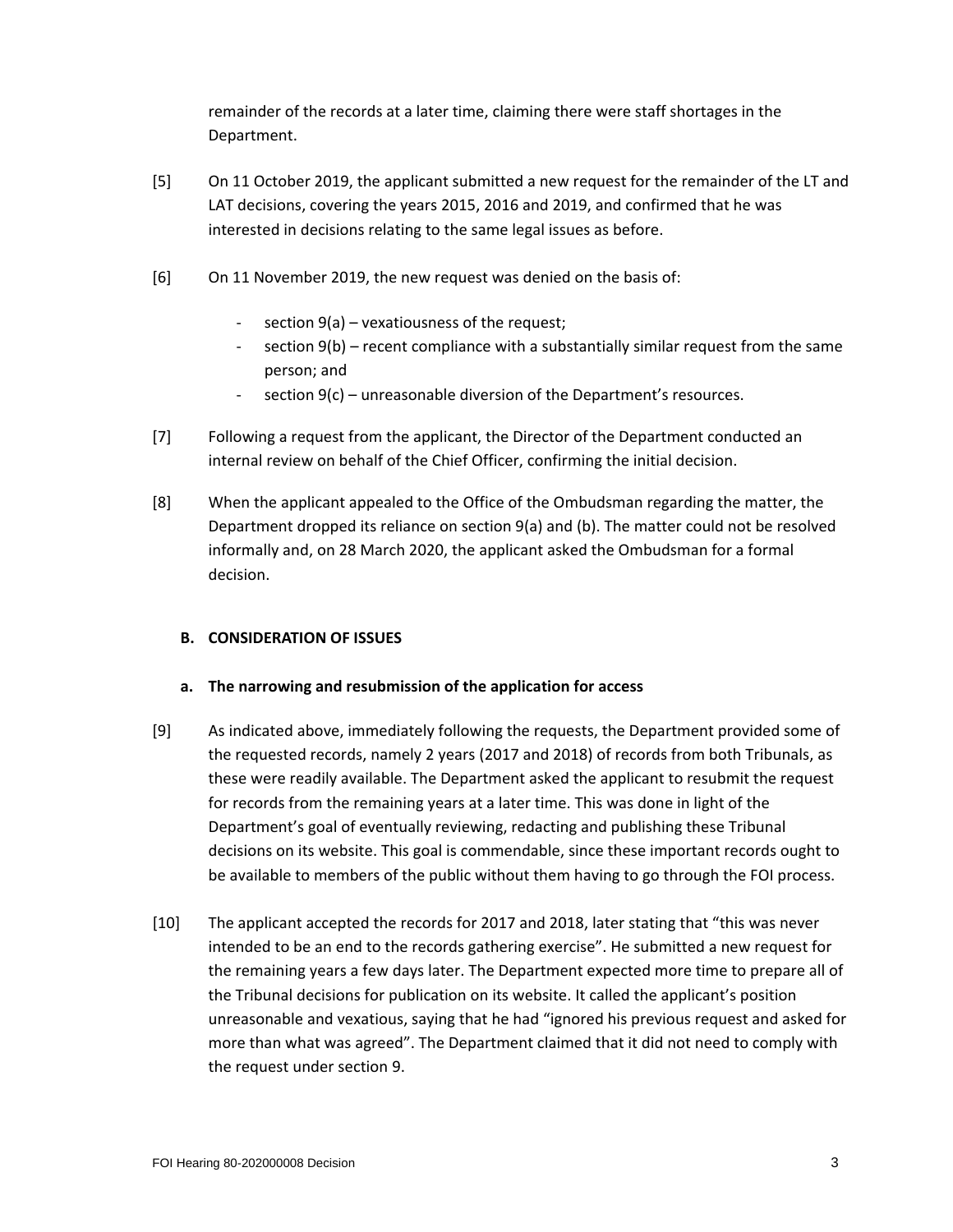remainder of the records at a later time, claiming there were staff shortages in the Department.

[5] On 11 October 2019, the applicant submitted a new request for the remainder of the LT and LAT decisions, covering the years 2015, 2016 and 2019, and confirmed that he was interested in decisions relating to the same legal issues as before.

[6] On 11 November 2019, the new request was denied on the basis of:

- section 9(a) – vexatiousness of the request;
- section 9(b) – recent compliance with a substantially similar request from the same person; and
- section 9(c) – unreasonable diversion of the Department's resources.

[7] Following a request from the applicant, the Director of the Department conducted an internal review on behalf of the Chief Officer, confirming the initial decision.

[8] When the applicant appealed to the Office of the Ombudsman regarding the matter, the Department dropped its reliance on section 9(a) and (b). The matter could not be resolved informally and, on 28 March 2020, the applicant asked the Ombudsman for a formal decision.

## B. CONSIDERATION OF ISSUES

### a. The narrowing and resubmission of the application for access

[9] As indicated above, immediately following the requests, the Department provided some of the requested records, namely 2 years (2017 and 2018) of records from both Tribunals, as these were readily available. The Department asked the applicant to resubmit the request for records from the remaining years at a later time. This was done in light of the Department's goal of eventually reviewing, redacting and publishing these Tribunal decisions on its website. This goal is commendable, since these important records ought to be available to members of the public without them having to go through the FOI process.

[10] The applicant accepted the records for 2017 and 2018, later stating that "this was never intended to be an end to the records gathering exercise". He submitted a new request for the remaining years a few days later. The Department expected more time to prepare all of the Tribunal decisions for publication on its website. It called the applicant's position unreasonable and vexatious, saying that he had "ignored his previous request and asked for more than what was agreed". The Department claimed that it did not need to comply with the request under section 9.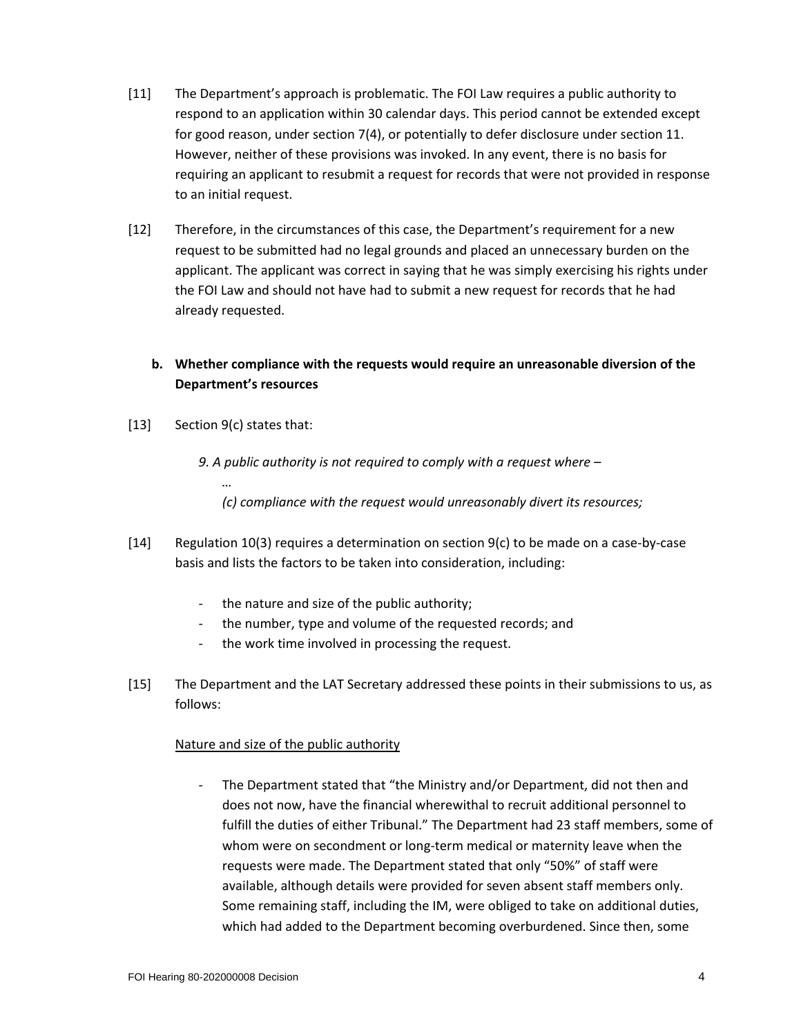[11] The Department's approach is problematic. The FOI Law requires a public authority to respond to an application within 30 calendar days. This period cannot be extended except for good reason, under section 7(4), or potentially to defer disclosure under section 11. However, neither of these provisions was invoked. In any event, there is no basis for requiring an applicant to resubmit a request for records that were not provided in response to an initial request.

[12] Therefore, in the circumstances of this case, the Department's requirement for a new request to be submitted had no legal grounds and placed an unnecessary burden on the applicant. The applicant was correct in saying that he was simply exercising his rights under the FOI Law and should not have had to submit a new request for records that he had already requested.

**b. Whether compliance with the requests would require an unreasonable diversion of the Department's resources**

[13] Section 9(c) states that:

> *9. A public authority is not required to comply with a request where –*
>
> *…*
>
> *(c) compliance with the request would unreasonably divert its resources;*

[14] Regulation 10(3) requires a determination on section 9(c) to be made on a case-by-case basis and lists the factors to be taken into consideration, including:

- the nature and size of the public authority;
- the number, type and volume of the requested records; and
- the work time involved in processing the request.

[15] The Department and the LAT Secretary addressed these points in their submissions to us, as follows:

<u>Nature and size of the public authority</u>

- The Department stated that "the Ministry and/or Department, did not then and does not now, have the financial wherewithal to recruit additional personnel to fulfill the duties of either Tribunal." The Department had 23 staff members, some of whom were on secondment or long-term medical or maternity leave when the requests were made. The Department stated that only "50%" of staff were available, although details were provided for seven absent staff members only. Some remaining staff, including the IM, were obliged to take on additional duties, which had added to the Department becoming overburdened. Since then, some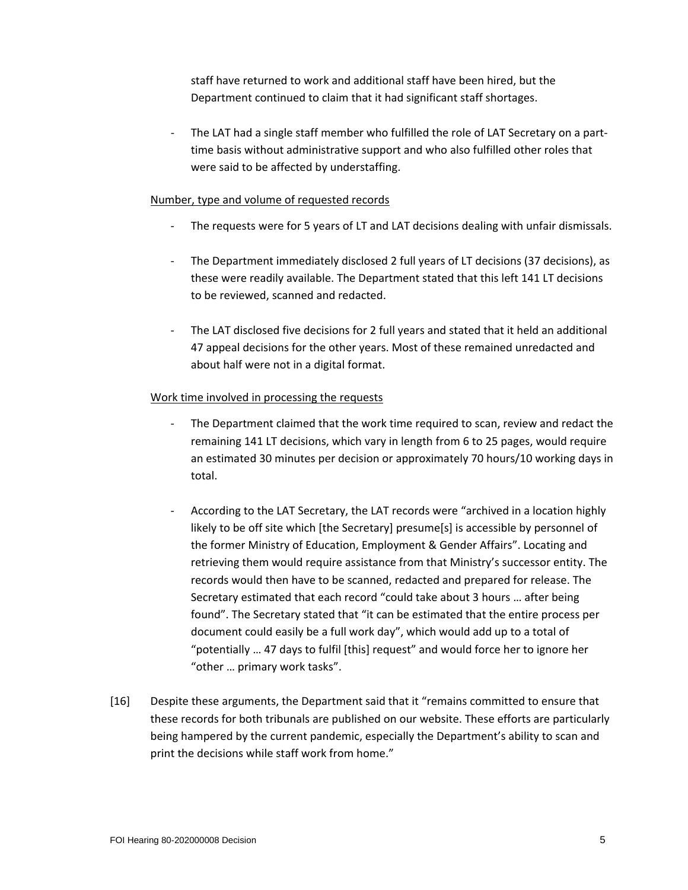staff have returned to work and additional staff have been hired, but the Department continued to claim that it had significant staff shortages.

- The LAT had a single staff member who fulfilled the role of LAT Secretary on a part-time basis without administrative support and who also fulfilled other roles that were said to be affected by understaffing.

<u>Number, type and volume of requested records</u>

- The requests were for 5 years of LT and LAT decisions dealing with unfair dismissals.
- The Department immediately disclosed 2 full years of LT decisions (37 decisions), as these were readily available. The Department stated that this left 141 LT decisions to be reviewed, scanned and redacted.
- The LAT disclosed five decisions for 2 full years and stated that it held an additional 47 appeal decisions for the other years. Most of these remained unredacted and about half were not in a digital format.

<u>Work time involved in processing the requests</u>

- The Department claimed that the work time required to scan, review and redact the remaining 141 LT decisions, which vary in length from 6 to 25 pages, would require an estimated 30 minutes per decision or approximately 70 hours/10 working days in total.
- According to the LAT Secretary, the LAT records were "archived in a location highly likely to be off site which [the Secretary] presume[s] is accessible by personnel of the former Ministry of Education, Employment & Gender Affairs". Locating and retrieving them would require assistance from that Ministry's successor entity. The records would then have to be scanned, redacted and prepared for release. The Secretary estimated that each record "could take about 3 hours … after being found". The Secretary stated that "it can be estimated that the entire process per document could easily be a full work day", which would add up to a total of "potentially … 47 days to fulfil [this] request" and would force her to ignore her "other … primary work tasks".

[16] Despite these arguments, the Department said that it "remains committed to ensure that these records for both tribunals are published on our website. These efforts are particularly being hampered by the current pandemic, especially the Department's ability to scan and print the decisions while staff work from home."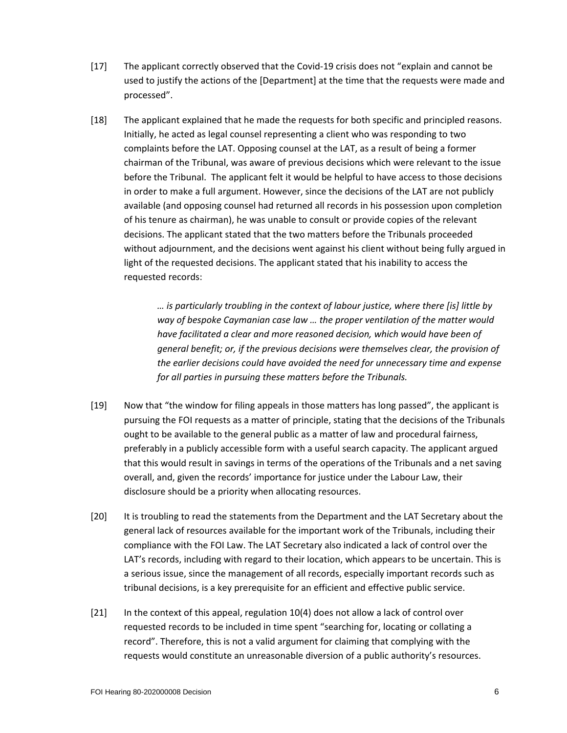[17] The applicant correctly observed that the Covid-19 crisis does not "explain and cannot be used to justify the actions of the [Department] at the time that the requests were made and processed".

[18] The applicant explained that he made the requests for both specific and principled reasons. Initially, he acted as legal counsel representing a client who was responding to two complaints before the LAT. Opposing counsel at the LAT, as a result of being a former chairman of the Tribunal, was aware of previous decisions which were relevant to the issue before the Tribunal. The applicant felt it would be helpful to have access to those decisions in order to make a full argument. However, since the decisions of the LAT are not publicly available (and opposing counsel had returned all records in his possession upon completion of his tenure as chairman), he was unable to consult or provide copies of the relevant decisions. The applicant stated that the two matters before the Tribunals proceeded without adjournment, and the decisions went against his client without being fully argued in light of the requested decisions. The applicant stated that his inability to access the requested records:

> *… is particularly troubling in the context of labour justice, where there [is] little by way of bespoke Caymanian case law … the proper ventilation of the matter would have facilitated a clear and more reasoned decision, which would have been of general benefit; or, if the previous decisions were themselves clear, the provision of the earlier decisions could have avoided the need for unnecessary time and expense for all parties in pursuing these matters before the Tribunals.*

[19] Now that "the window for filing appeals in those matters has long passed", the applicant is pursuing the FOI requests as a matter of principle, stating that the decisions of the Tribunals ought to be available to the general public as a matter of law and procedural fairness, preferably in a publicly accessible form with a useful search capacity. The applicant argued that this would result in savings in terms of the operations of the Tribunals and a net saving overall, and, given the records' importance for justice under the Labour Law, their disclosure should be a priority when allocating resources.

[20] It is troubling to read the statements from the Department and the LAT Secretary about the general lack of resources available for the important work of the Tribunals, including their compliance with the FOI Law. The LAT Secretary also indicated a lack of control over the LAT's records, including with regard to their location, which appears to be uncertain. This is a serious issue, since the management of all records, especially important records such as tribunal decisions, is a key prerequisite for an efficient and effective public service.

[21] In the context of this appeal, regulation 10(4) does not allow a lack of control over requested records to be included in time spent "searching for, locating or collating a record". Therefore, this is not a valid argument for claiming that complying with the requests would constitute an unreasonable diversion of a public authority's resources.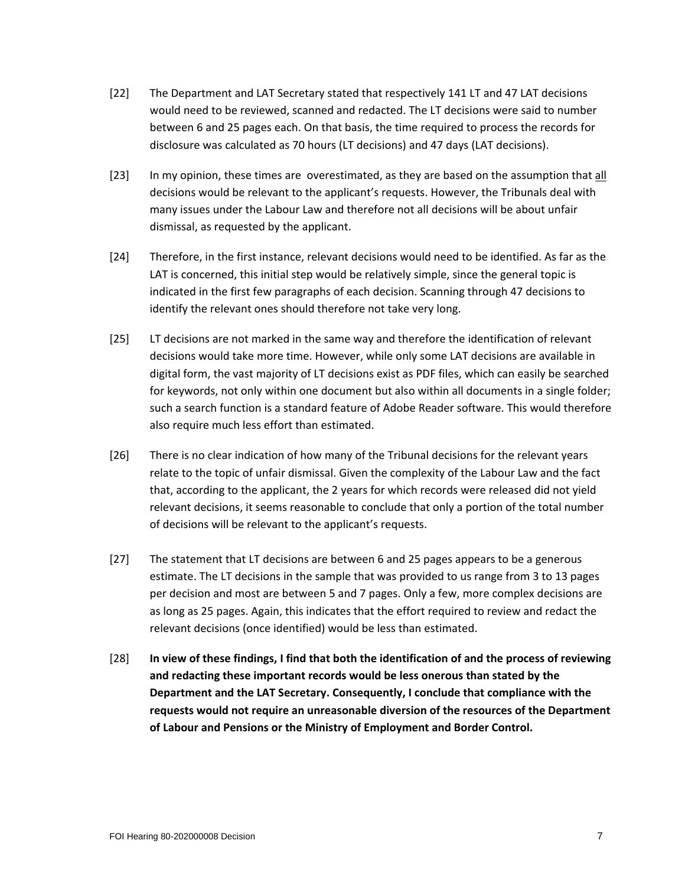[22] The Department and LAT Secretary stated that respectively 141 LT and 47 LAT decisions would need to be reviewed, scanned and redacted. The LT decisions were said to number between 6 and 25 pages each. On that basis, the time required to process the records for disclosure was calculated as 70 hours (LT decisions) and 47 days (LAT decisions).

[23] In my opinion, these times are overestimated, as they are based on the assumption that all decisions would be relevant to the applicant's requests. However, the Tribunals deal with many issues under the Labour Law and therefore not all decisions will be about unfair dismissal, as requested by the applicant.

[24] Therefore, in the first instance, relevant decisions would need to be identified. As far as the LAT is concerned, this initial step would be relatively simple, since the general topic is indicated in the first few paragraphs of each decision. Scanning through 47 decisions to identify the relevant ones should therefore not take very long.

[25] LT decisions are not marked in the same way and therefore the identification of relevant decisions would take more time. However, while only some LAT decisions are available in digital form, the vast majority of LT decisions exist as PDF files, which can easily be searched for keywords, not only within one document but also within all documents in a single folder; such a search function is a standard feature of Adobe Reader software. This would therefore also require much less effort than estimated.

[26] There is no clear indication of how many of the Tribunal decisions for the relevant years relate to the topic of unfair dismissal. Given the complexity of the Labour Law and the fact that, according to the applicant, the 2 years for which records were released did not yield relevant decisions, it seems reasonable to conclude that only a portion of the total number of decisions will be relevant to the applicant's requests.

[27] The statement that LT decisions are between 6 and 25 pages appears to be a generous estimate. The LT decisions in the sample that was provided to us range from 3 to 13 pages per decision and most are between 5 and 7 pages. Only a few, more complex decisions are as long as 25 pages. Again, this indicates that the effort required to review and redact the relevant decisions (once identified) would be less than estimated.

[28] **In view of these findings, I find that both the identification of and the process of reviewing and redacting these important records would be less onerous than stated by the Department and the LAT Secretary. Consequently, I conclude that compliance with the requests would not require an unreasonable diversion of the resources of the Department of Labour and Pensions or the Ministry of Employment and Border Control.**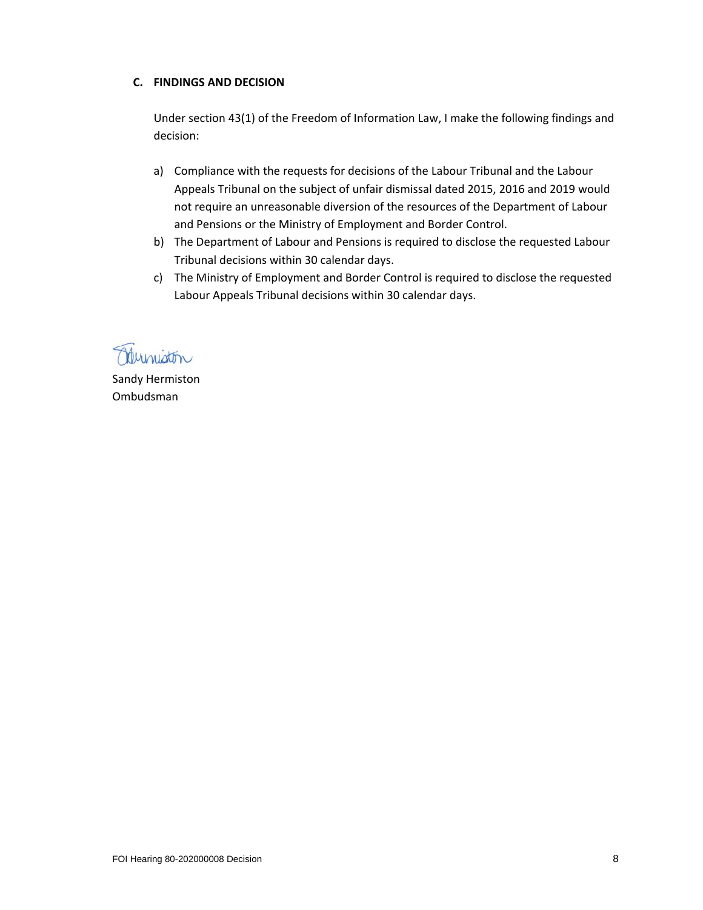## C. FINDINGS AND DECISION

Under section 43(1) of the Freedom of Information Law, I make the following findings and decision:

a) Compliance with the requests for decisions of the Labour Tribunal and the Labour Appeals Tribunal on the subject of unfair dismissal dated 2015, 2016 and 2019 would not require an unreasonable diversion of the resources of the Department of Labour and Pensions or the Ministry of Employment and Border Control.

b) The Department of Labour and Pensions is required to disclose the requested Labour Tribunal decisions within 30 calendar days.

c) The Ministry of Employment and Border Control is required to disclose the requested Labour Appeals Tribunal decisions within 30 calendar days.

Sandy Hermiston
Ombudsman